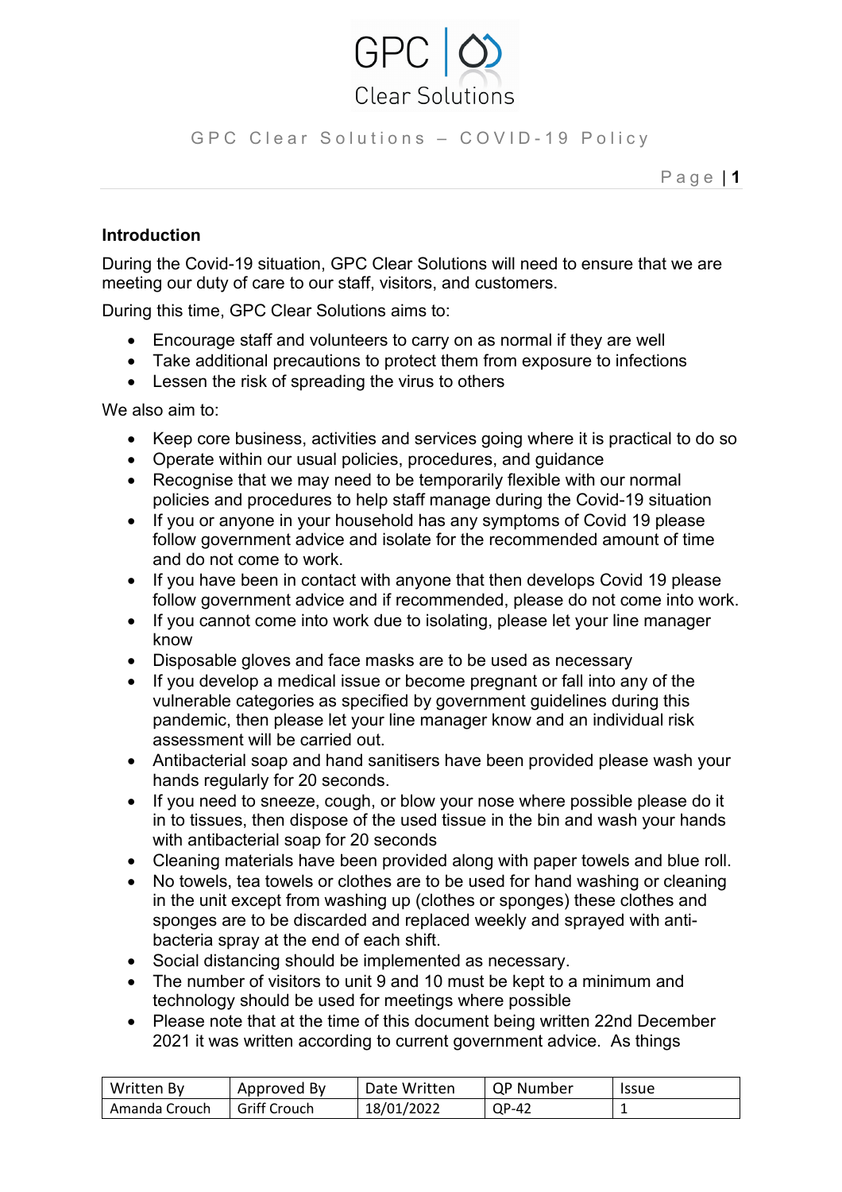# GPC Clear Solutions – COVID-19 Policy

## Introduction

During the Covid-19 situation, GPC Clear Solutions will need to ensure that we are meeting our duty of care to our staff, visitors, and customers.

During this time, GPC Clear Solutions aims to:

- Encourage staff and volunteers to carry on as normal if they are well
- Take additional precautions to protect them from exposure to infections
- Lessen the risk of spreading the virus to others

We also aim to:

- Keep core business, activities and services going where it is practical to do so
- Operate within our usual policies, procedures, and guidance
- Recognise that we may need to be temporarily flexible with our normal policies and procedures to help staff manage during the Covid-19 situation
- If you or anyone in your household has any symptoms of Covid 19 please follow government advice and isolate for the recommended amount of time and do not come to work.
- If you have been in contact with anyone that then develops Covid 19 please follow government advice and if recommended, please do not come into work.
- If you cannot come into work due to isolating, please let your line manager know
- Disposable gloves and face masks are to be used as necessary
- If you develop a medical issue or become pregnant or fall into any of the vulnerable categories as specified by government guidelines during this pandemic, then please let your line manager know and an individual risk assessment will be carried out.
- Antibacterial soap and hand sanitisers have been provided please wash your hands regularly for 20 seconds.
- If you need to sneeze, cough, or blow your nose where possible please do it in to tissues, then dispose of the used tissue in the bin and wash your hands with antibacterial soap for 20 seconds
- Cleaning materials have been provided along with paper towels and blue roll.
- No towels, tea towels or clothes are to be used for hand washing or cleaning in the unit except from washing up (clothes or sponges) these clothes and sponges are to be discarded and replaced weekly and sprayed with anti-bacteria spray at the end of each shift.
- Social distancing should be implemented as necessary.
- The number of visitors to unit 9 and 10 must be kept to a minimum and technology should be used for meetings where possible
- Please note that at the time of this document being written 22nd December 2021 it was written according to current government advice. As things

| Written By | Approved By | Date Written | QP Number | Issue |
|---|---|---|---|---|
| Amanda Crouch | Griff Crouch | 18/01/2022 | QP-42 | 1 |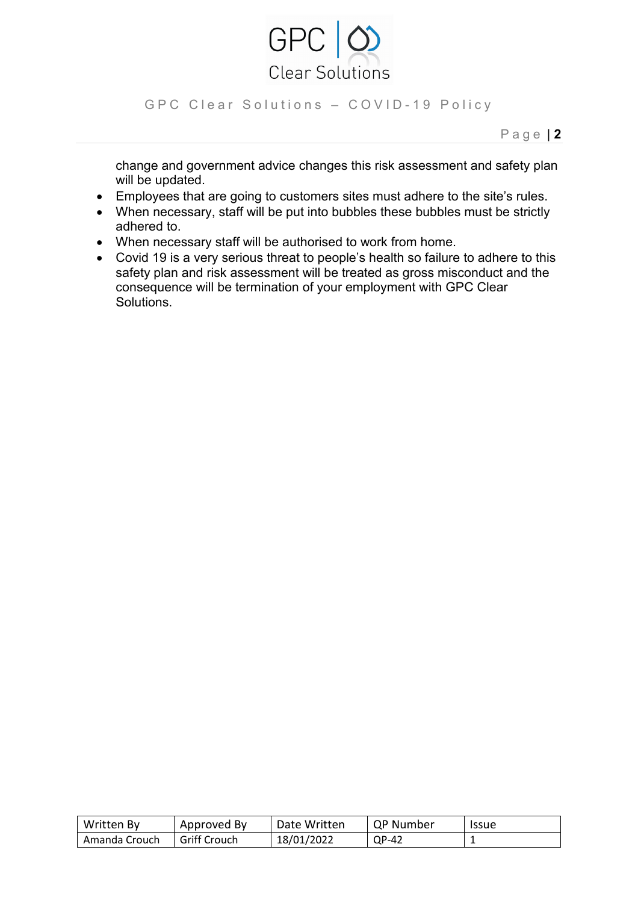change and government advice changes this risk assessment and safety plan will be updated.

- Employees that are going to customers sites must adhere to the site's rules.
- When necessary, staff will be put into bubbles these bubbles must be strictly adhered to.
- When necessary staff will be authorised to work from home.
- Covid 19 is a very serious threat to people's health so failure to adhere to this safety plan and risk assessment will be treated as gross misconduct and the consequence will be termination of your employment with GPC Clear Solutions.